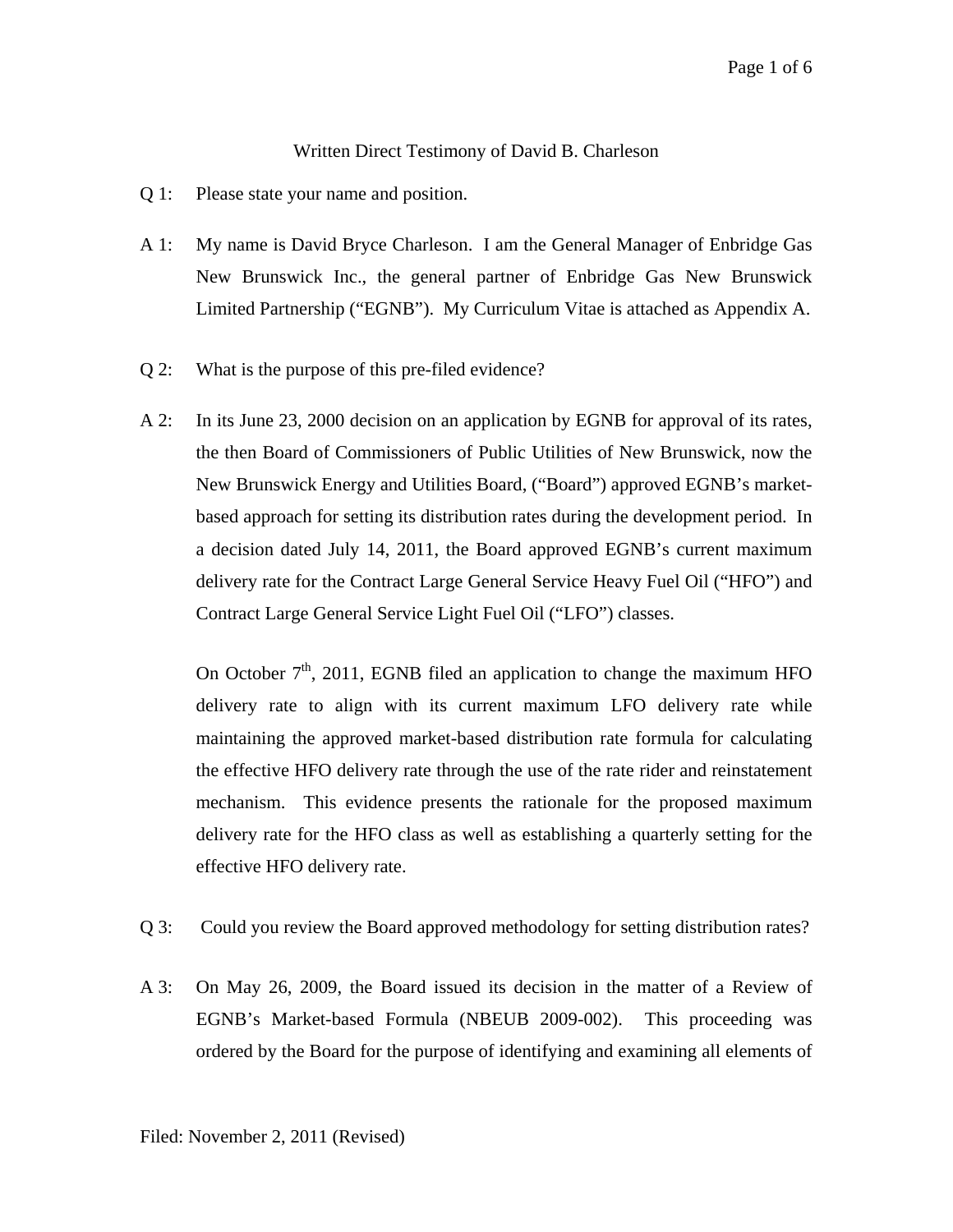# Written Direct Testimony of David B. Charleson

Q 1: Please state your name and position.

A 1: My name is David Bryce Charleson. I am the General Manager of Enbridge Gas New Brunswick Inc., the general partner of Enbridge Gas New Brunswick Limited Partnership ("EGNB"). My Curriculum Vitae is attached as Appendix A.

Q 2: What is the purpose of this pre-filed evidence?

A 2: In its June 23, 2000 decision on an application by EGNB for approval of its rates, the then Board of Commissioners of Public Utilities of New Brunswick, now the New Brunswick Energy and Utilities Board, ("Board") approved EGNB's market-based approach for setting its distribution rates during the development period. In a decision dated July 14, 2011, the Board approved EGNB's current maximum delivery rate for the Contract Large General Service Heavy Fuel Oil ("HFO") and Contract Large General Service Light Fuel Oil ("LFO") classes.

On October 7th, 2011, EGNB filed an application to change the maximum HFO delivery rate to align with its current maximum LFO delivery rate while maintaining the approved market-based distribution rate formula for calculating the effective HFO delivery rate through the use of the rate rider and reinstatement mechanism. This evidence presents the rationale for the proposed maximum delivery rate for the HFO class as well as establishing a quarterly setting for the effective HFO delivery rate.

Q 3: Could you review the Board approved methodology for setting distribution rates?

A 3: On May 26, 2009, the Board issued its decision in the matter of a Review of EGNB's Market-based Formula (NBEUB 2009-002). This proceeding was ordered by the Board for the purpose of identifying and examining all elements of

Filed: November 2, 2011 (Revised)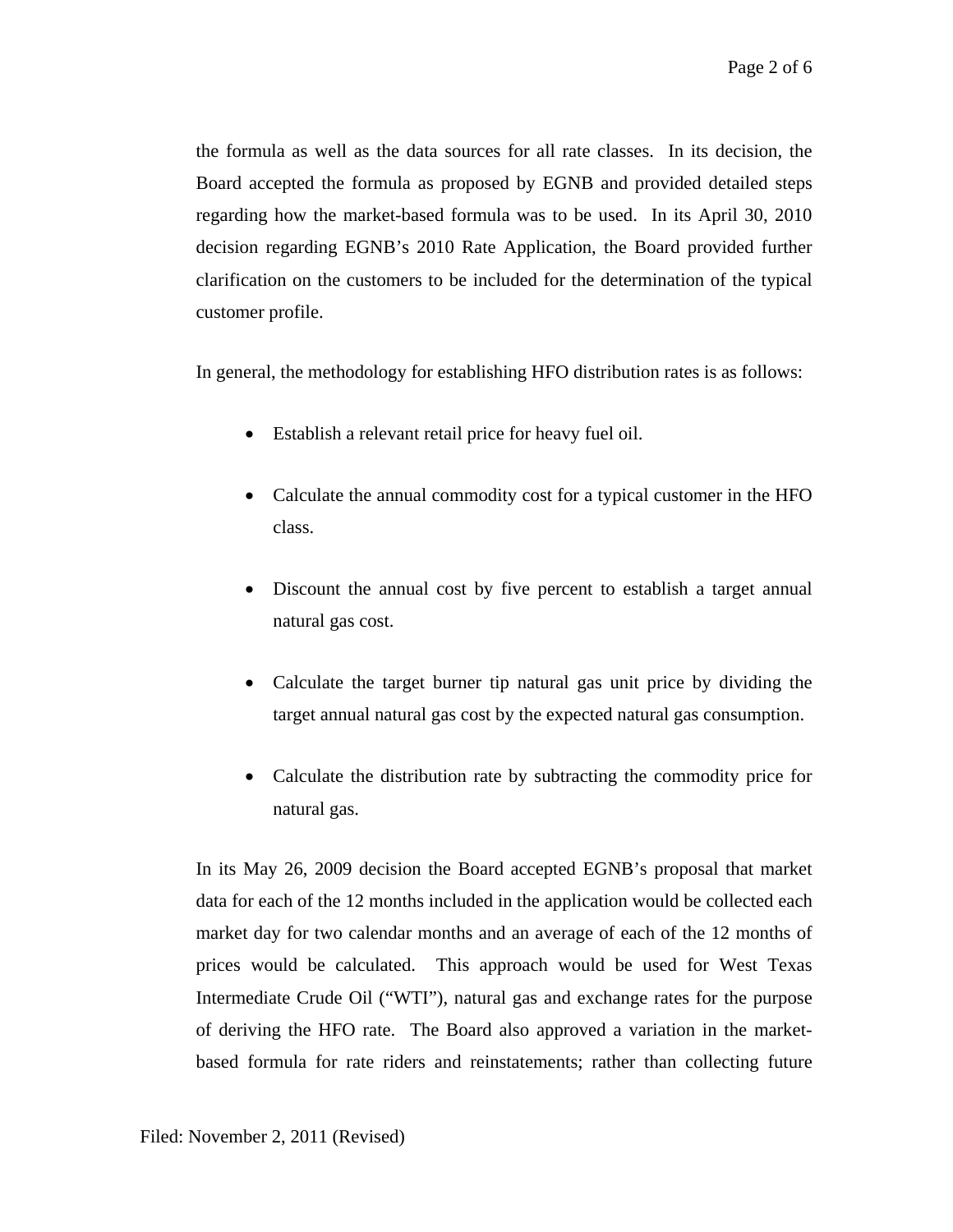the formula as well as the data sources for all rate classes. In its decision, the Board accepted the formula as proposed by EGNB and provided detailed steps regarding how the market-based formula was to be used. In its April 30, 2010 decision regarding EGNB's 2010 Rate Application, the Board provided further clarification on the customers to be included for the determination of the typical customer profile.

In general, the methodology for establishing HFO distribution rates is as follows:

- Establish a relevant retail price for heavy fuel oil.
- Calculate the annual commodity cost for a typical customer in the HFO class.
- Discount the annual cost by five percent to establish a target annual natural gas cost.
- Calculate the target burner tip natural gas unit price by dividing the target annual natural gas cost by the expected natural gas consumption.
- Calculate the distribution rate by subtracting the commodity price for natural gas.

In its May 26, 2009 decision the Board accepted EGNB's proposal that market data for each of the 12 months included in the application would be collected each market day for two calendar months and an average of each of the 12 months of prices would be calculated. This approach would be used for West Texas Intermediate Crude Oil ("WTI"), natural gas and exchange rates for the purpose of deriving the HFO rate. The Board also approved a variation in the market-based formula for rate riders and reinstatements; rather than collecting future

Filed: November 2, 2011 (Revised)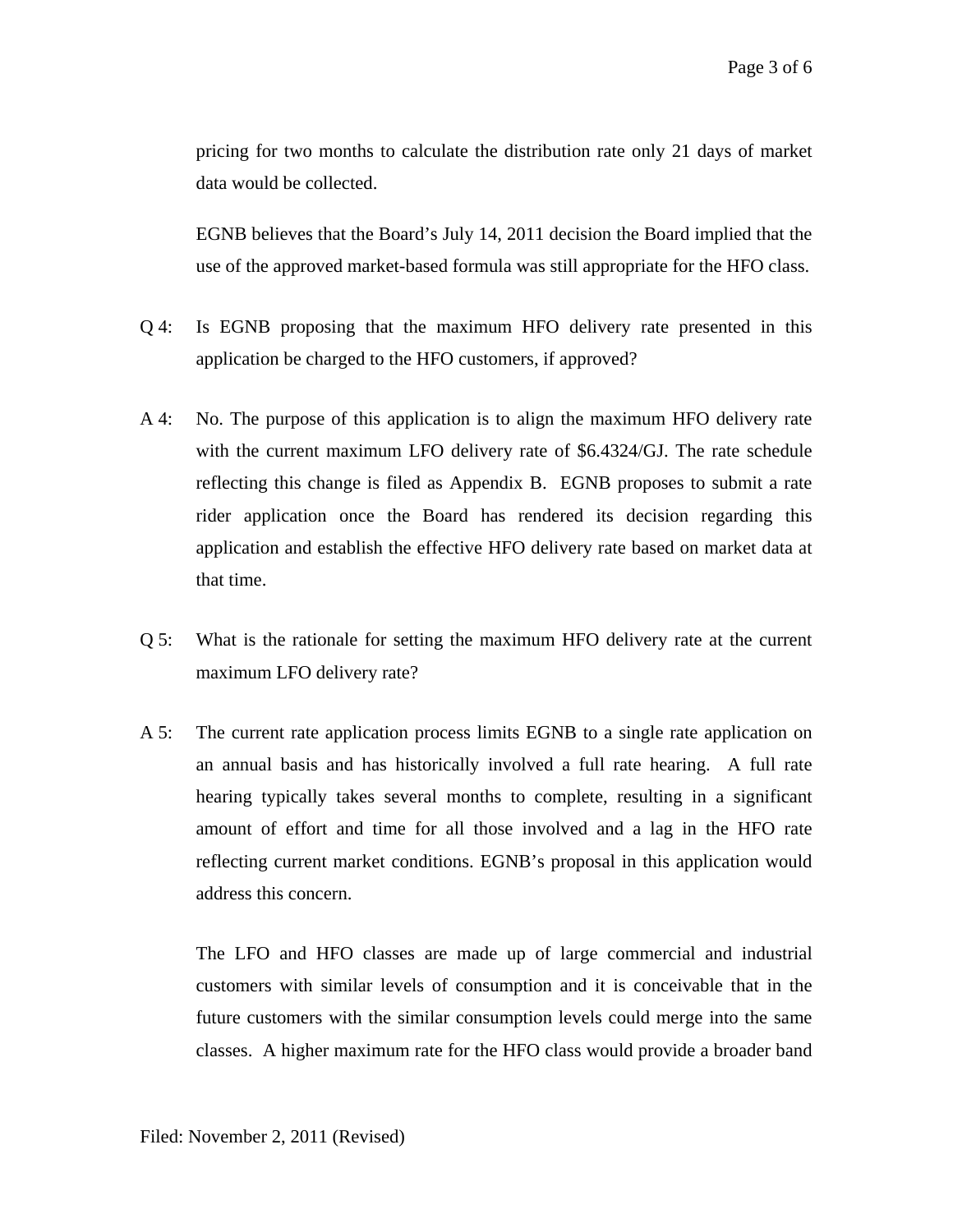pricing for two months to calculate the distribution rate only 21 days of market data would be collected.

EGNB believes that the Board's July 14, 2011 decision the Board implied that the use of the approved market-based formula was still appropriate for the HFO class.

Q 4: Is EGNB proposing that the maximum HFO delivery rate presented in this application be charged to the HFO customers, if approved?

A 4: No. The purpose of this application is to align the maximum HFO delivery rate with the current maximum LFO delivery rate of $6.4324/GJ. The rate schedule reflecting this change is filed as Appendix B. EGNB proposes to submit a rate rider application once the Board has rendered its decision regarding this application and establish the effective HFO delivery rate based on market data at that time.

Q 5: What is the rationale for setting the maximum HFO delivery rate at the current maximum LFO delivery rate?

A 5: The current rate application process limits EGNB to a single rate application on an annual basis and has historically involved a full rate hearing. A full rate hearing typically takes several months to complete, resulting in a significant amount of effort and time for all those involved and a lag in the HFO rate reflecting current market conditions. EGNB's proposal in this application would address this concern.

The LFO and HFO classes are made up of large commercial and industrial customers with similar levels of consumption and it is conceivable that in the future customers with the similar consumption levels could merge into the same classes. A higher maximum rate for the HFO class would provide a broader band

Filed: November 2, 2011 (Revised)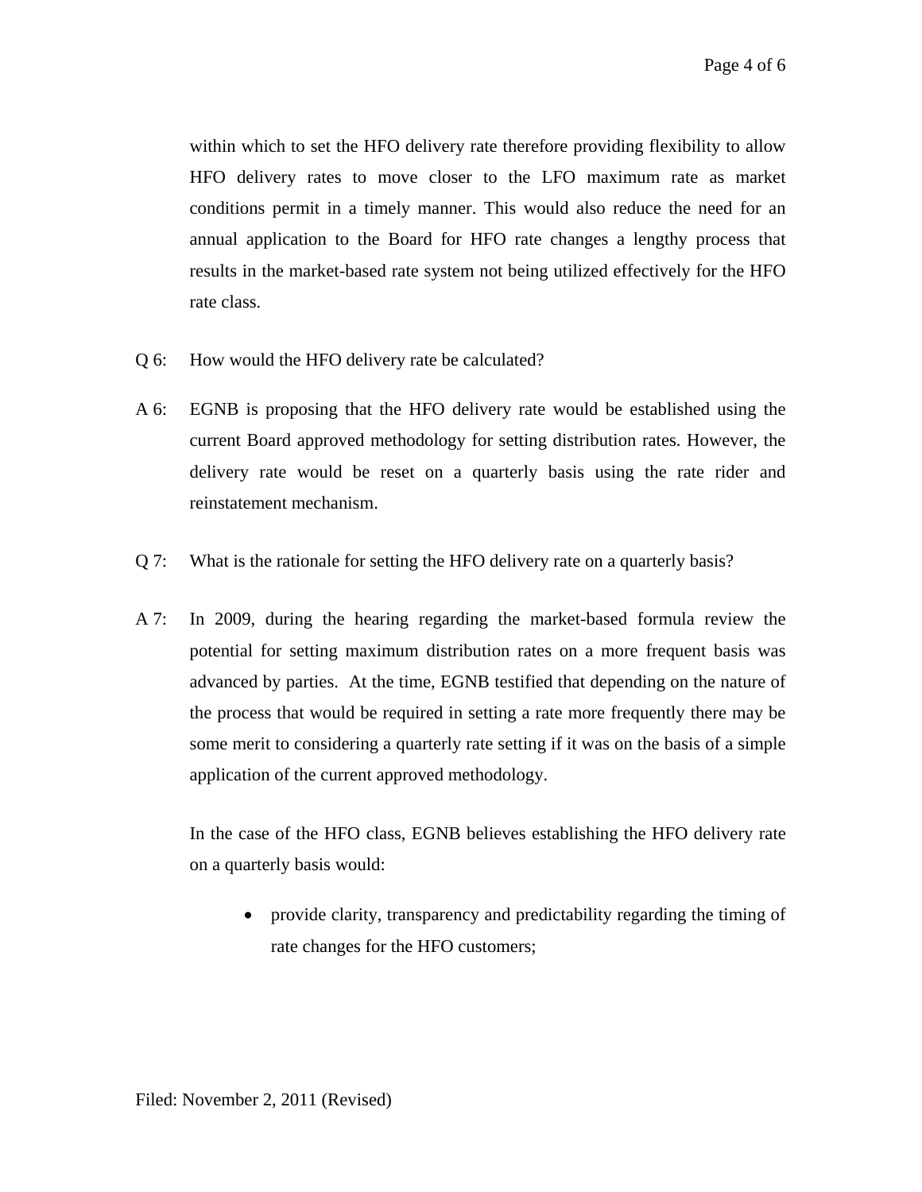within which to set the HFO delivery rate therefore providing flexibility to allow HFO delivery rates to move closer to the LFO maximum rate as market conditions permit in a timely manner. This would also reduce the need for an annual application to the Board for HFO rate changes a lengthy process that results in the market-based rate system not being utilized effectively for the HFO rate class.

Q 6: How would the HFO delivery rate be calculated?

A 6: EGNB is proposing that the HFO delivery rate would be established using the current Board approved methodology for setting distribution rates. However, the delivery rate would be reset on a quarterly basis using the rate rider and reinstatement mechanism.

Q 7: What is the rationale for setting the HFO delivery rate on a quarterly basis?

A 7: In 2009, during the hearing regarding the market-based formula review the potential for setting maximum distribution rates on a more frequent basis was advanced by parties. At the time, EGNB testified that depending on the nature of the process that would be required in setting a rate more frequently there may be some merit to considering a quarterly rate setting if it was on the basis of a simple application of the current approved methodology.

In the case of the HFO class, EGNB believes establishing the HFO delivery rate on a quarterly basis would:

- provide clarity, transparency and predictability regarding the timing of rate changes for the HFO customers;

Filed: November 2, 2011 (Revised)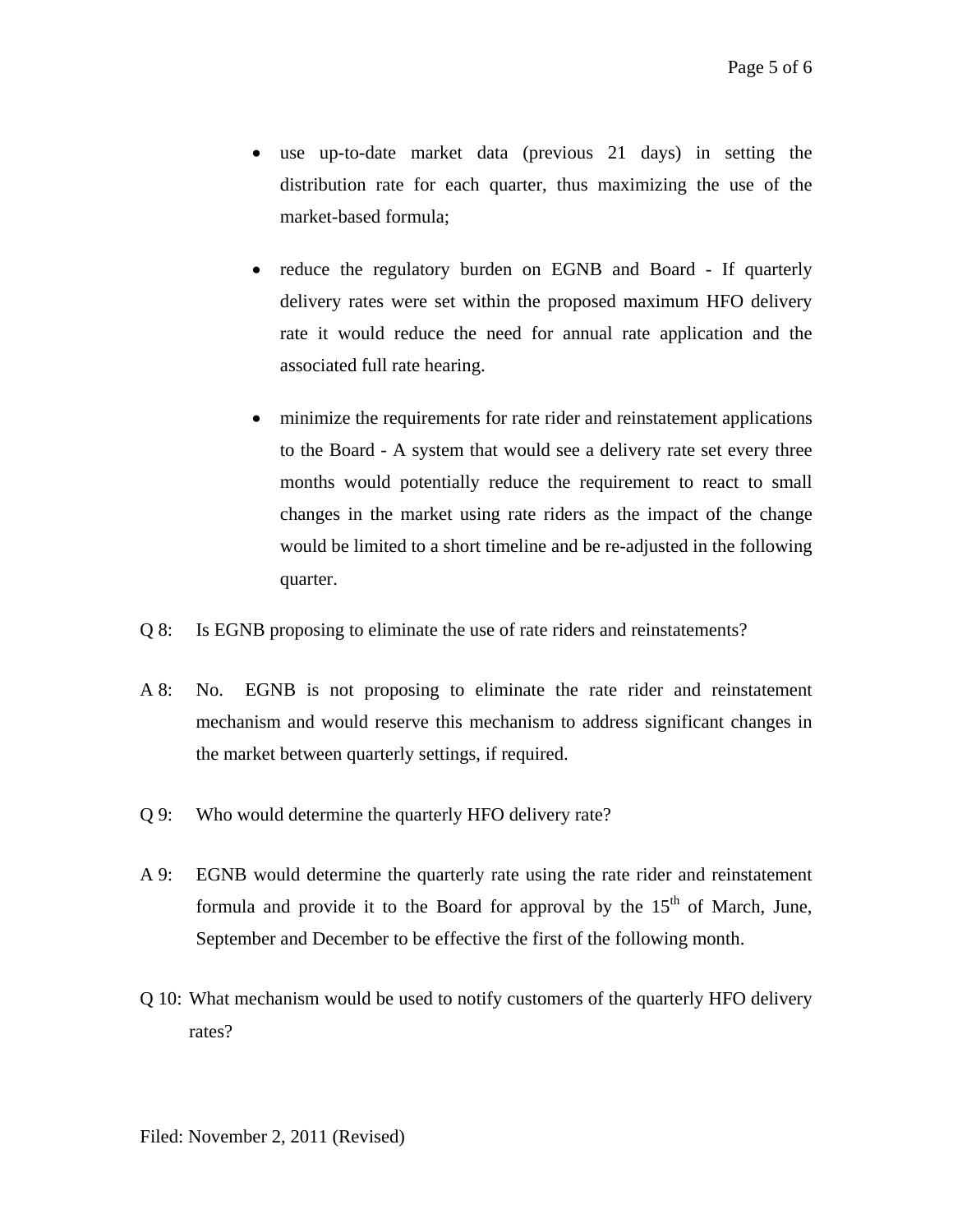- use up-to-date market data (previous 21 days) in setting the distribution rate for each quarter, thus maximizing the use of the market-based formula;

- reduce the regulatory burden on EGNB and Board - If quarterly delivery rates were set within the proposed maximum HFO delivery rate it would reduce the need for annual rate application and the associated full rate hearing.

- minimize the requirements for rate rider and reinstatement applications to the Board - A system that would see a delivery rate set every three months would potentially reduce the requirement to react to small changes in the market using rate riders as the impact of the change would be limited to a short timeline and be re-adjusted in the following quarter.

Q 8: Is EGNB proposing to eliminate the use of rate riders and reinstatements?

A 8: No. EGNB is not proposing to eliminate the rate rider and reinstatement mechanism and would reserve this mechanism to address significant changes in the market between quarterly settings, if required.

Q 9: Who would determine the quarterly HFO delivery rate?

A 9: EGNB would determine the quarterly rate using the rate rider and reinstatement formula and provide it to the Board for approval by the 15th of March, June, September and December to be effective the first of the following month.

Q 10: What mechanism would be used to notify customers of the quarterly HFO delivery rates?

Filed: November 2, 2011 (Revised)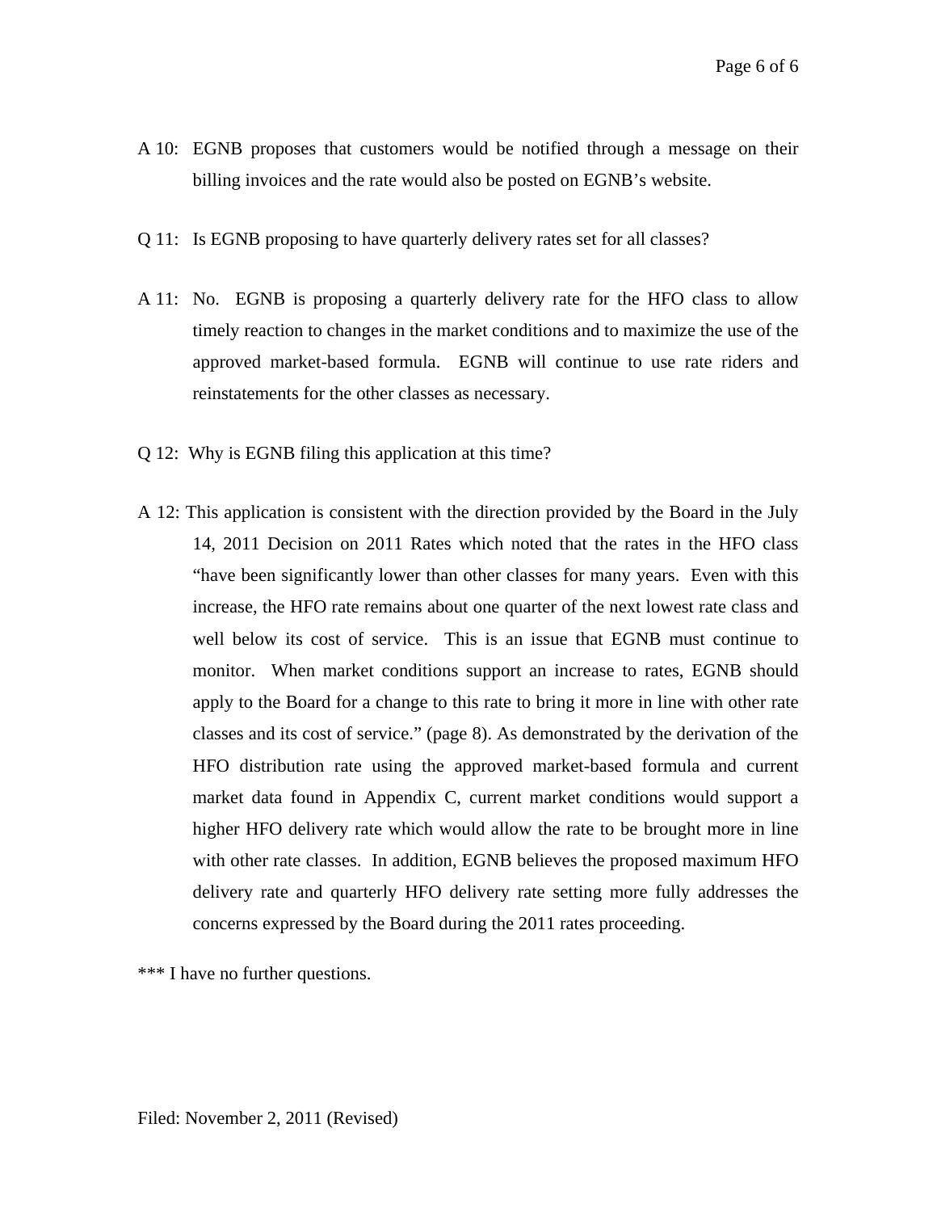A 10: EGNB proposes that customers would be notified through a message on their billing invoices and the rate would also be posted on EGNB's website.

Q 11: Is EGNB proposing to have quarterly delivery rates set for all classes?

A 11: No. EGNB is proposing a quarterly delivery rate for the HFO class to allow timely reaction to changes in the market conditions and to maximize the use of the approved market-based formula. EGNB will continue to use rate riders and reinstatements for the other classes as necessary.

Q 12: Why is EGNB filing this application at this time?

A 12: This application is consistent with the direction provided by the Board in the July 14, 2011 Decision on 2011 Rates which noted that the rates in the HFO class "have been significantly lower than other classes for many years. Even with this increase, the HFO rate remains about one quarter of the next lowest rate class and well below its cost of service. This is an issue that EGNB must continue to monitor. When market conditions support an increase to rates, EGNB should apply to the Board for a change to this rate to bring it more in line with other rate classes and its cost of service." (page 8). As demonstrated by the derivation of the HFO distribution rate using the approved market-based formula and current market data found in Appendix C, current market conditions would support a higher HFO delivery rate which would allow the rate to be brought more in line with other rate classes. In addition, EGNB believes the proposed maximum HFO delivery rate and quarterly HFO delivery rate setting more fully addresses the concerns expressed by the Board during the 2011 rates proceeding.

*** I have no further questions.

Filed: November 2, 2011 (Revised)